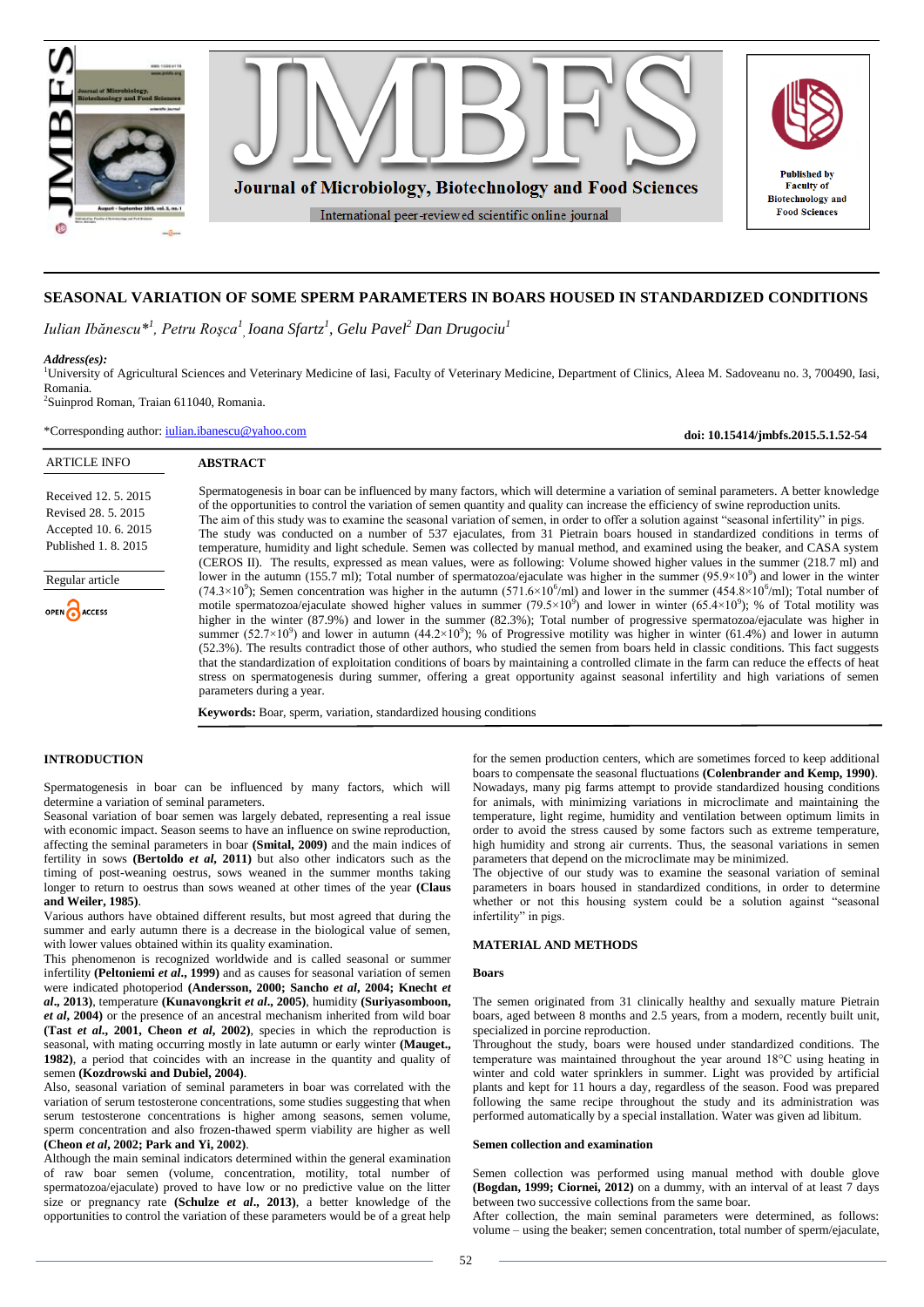# SEASONAL VARIATION OF SOME SPERM PARAMETERS IN BOARS HOUSED IN STANDARDIZED CONDITIONS

*Iulian Ibănescu*[\*1], Petru Roşca[1], Ioana Sfartz[1], Gelu Pavel[2] Dan Drugociu[1]*

***Address(es):***
[1]University of Agricultural Sciences and Veterinary Medicine of Iasi, Faculty of Veterinary Medicine, Department of Clinics, Aleea M. Sadoveanu no. 3, 700490, Iasi, Romania.
[2]Suinprod Roman, Traian 611040, Romania.

\*Corresponding author: iulian.ibanescu@yahoo.com

**doi: 10.15414/jmbfs.2015.5.1.52-54**

ARTICLE INFO

Received 12. 5. 2015
Revised 28. 5. 2015
Accepted 10. 6. 2015
Published 1. 8. 2015

Regular article

OPEN ACCESS

## ABSTRACT

Spermatogenesis in boar can be influenced by many factors, which will determine a variation of seminal parameters. A better knowledge of the opportunities to control the variation of semen quantity and quality can increase the efficiency of swine reproduction units.
The aim of this study was to examine the seasonal variation of semen, in order to offer a solution against "seasonal infertility" in pigs.
The study was conducted on a number of 537 ejaculates, from 31 Pietrain boars housed in standardized conditions in terms of temperature, humidity and light schedule. Semen was collected by manual method, and examined using the beaker, and CASA system (CEROS II). The results, expressed as mean values, were as following: Volume showed higher values in the summer (218.7 ml) and lower in the autumn (155.7 ml); Total number of spermatozoa/ejaculate was higher in the summer ($95.9\times10^9$) and lower in the winter ($74.3\times10^9$); Semen concentration was higher in the autumn ($571.6\times10^6$/ml) and lower in the summer ($454.8\times10^6$/ml); Total number of motile spermatozoa/ejaculate showed higher values in summer ($79.5\times10^9$) and lower in winter ($65.4\times10^9$); % of Total motility was higher in the winter (87.9%) and lower in the summer (82.3%); Total number of progressive spermatozoa/ejaculate was higher in summer ($52.7\times10^9$) and lower in autumn ($44.2\times10^9$); % of Progressive motility was higher in winter (61.4%) and lower in autumn (52.3%). The results contradict those of other authors, who studied the semen from boars held in classic conditions. This fact suggests that the standardization of exploitation conditions of boars by maintaining a controlled climate in the farm can reduce the effects of heat stress on spermatogenesis during summer, offering a great opportunity against seasonal infertility and high variations of semen parameters during a year.

**Keywords:** Boar, sperm, variation, standardized housing conditions

## INTRODUCTION

Spermatogenesis in boar can be influenced by many factors, which will determine a variation of seminal parameters.
Seasonal variation of boar semen was largely debated, representing a real issue with economic impact. Season seems to have an influence on swine reproduction, affecting the seminal parameters in boar **(Smital, 2009)** and the main indices of fertility in sows **(Bertoldo *et al*, 2011)** but also other indicators such as the timing of post-weaning oestrus, sows weaned in the summer months taking longer to return to oestrus than sows weaned at other times of the year **(Claus and Weiler, 1985)**.
Various authors have obtained different results, but most agreed that during the summer and early autumn there is a decrease in the biological value of semen, with lower values obtained within its quality examination.
This phenomenon is recognized worldwide and is called seasonal or summer infertility **(Peltoniemi *et al*., 1999)** and as causes for seasonal variation of semen were indicated photoperiod **(Andersson, 2000; Sancho *et al*, 2004; Knecht *et al*., 2013)**, temperature **(Kunavongkrit *et al*., 2005)**, humidity **(Suriyasomboon, *et al*, 2004)** or the presence of an ancestral mechanism inherited from wild boar **(Tast *et al*., 2001, Cheon *et al*, 2002)**, species in which the reproduction is seasonal, with mating occurring mostly in late autumn or early winter **(Mauget., 1982)**, a period that coincides with an increase in the quantity and quality of semen **(Kozdrowski and Dubiel, 2004)**.
Also, seasonal variation of seminal parameters in boar was correlated with the variation of serum testosterone concentrations, some studies suggesting that when serum testosterone concentrations is higher among seasons, semen volume, sperm concentration and also frozen-thawed sperm viability are higher as well **(Cheon *et al*, 2002; Park and Yi, 2002)**.
Although the main seminal indicators determined within the general examination of raw boar semen (volume, concentration, motility, total number of spermatozoa/ejaculate) proved to have low or no predictive value on the litter size or pregnancy rate **(Schulze *et al*., 2013)**, a better knowledge of the opportunities to control the variation of these parameters would be of a great help for the semen production centers, which are sometimes forced to keep additional boars to compensate the seasonal fluctuations **(Colenbrander and Kemp, 1990)**.
Nowadays, many pig farms attempt to provide standardized housing conditions for animals, with minimizing variations in microclimate and maintaining the temperature, light regime, humidity and ventilation between optimum limits in order to avoid the stress caused by some factors such as extreme temperature, high humidity and strong air currents. Thus, the seasonal variations in semen parameters that depend on the microclimate may be minimized.
The objective of our study was to examine the seasonal variation of seminal parameters in boars housed in standardized conditions, in order to determine whether or not this housing system could be a solution against "seasonal infertility" in pigs.

## MATERIAL AND METHODS

### Boars

The semen originated from 31 clinically healthy and sexually mature Pietrain boars, aged between 8 months and 2.5 years, from a modern, recently built unit, specialized in porcine reproduction.
Throughout the study, boars were housed under standardized conditions. The temperature was maintained throughout the year around 18°C using heating in winter and cold water sprinklers in summer. Light was provided by artificial plants and kept for 11 hours a day, regardless of the season. Food was prepared following the same recipe throughout the study and its administration was performed automatically by a special installation. Water was given ad libitum.

### Semen collection and examination

Semen collection was performed using manual method with double glove **(Bogdan, 1999; Ciornei, 2012)** on a dummy, with an interval of at least 7 days between two successive collections from the same boar.
After collection, the main seminal parameters were determined, as follows: volume – using the beaker; semen concentration, total number of sperm/ejaculate,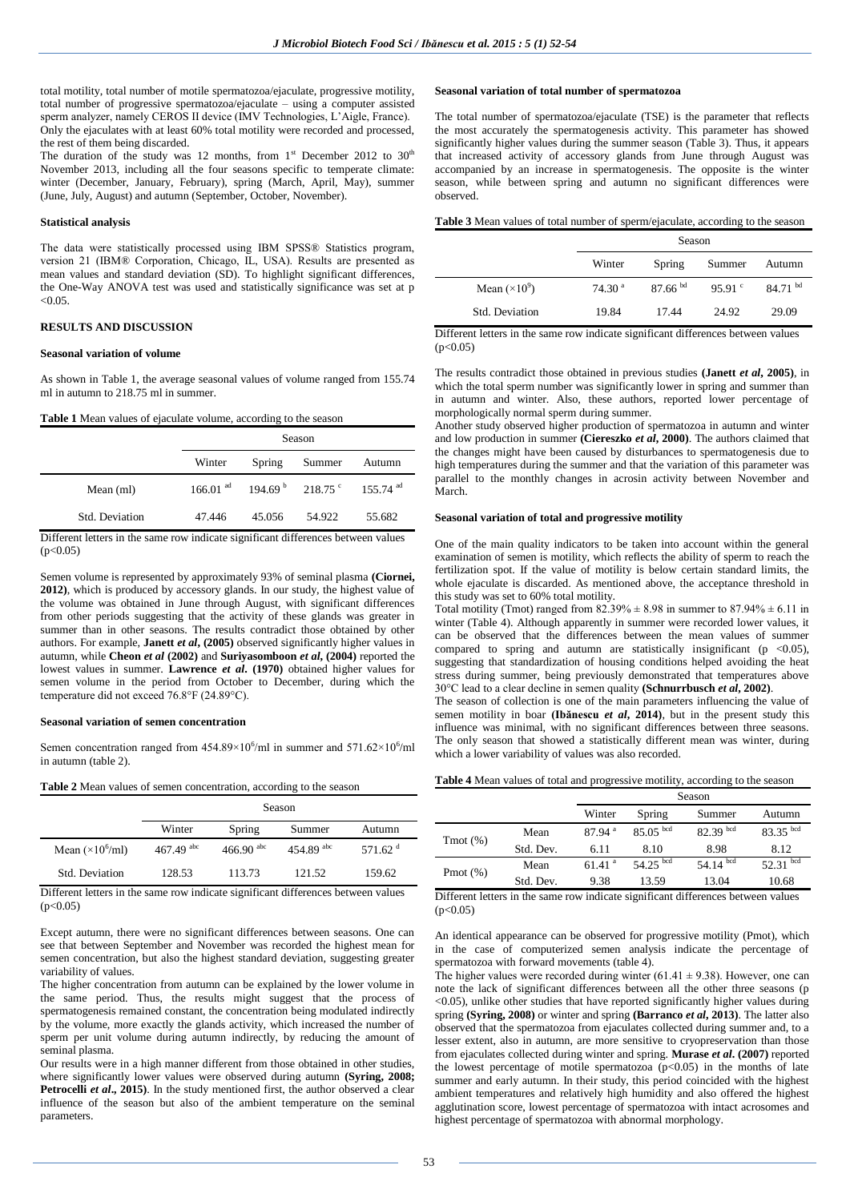total motility, total number of motile spermatozoa/ejaculate, progressive motility, total number of progressive spermatozoa/ejaculate – using a computer assisted sperm analyzer, namely CEROS II device (IMV Technologies, L'Aigle, France). Only the ejaculates with at least 60% total motility were recorded and processed, the rest of them being discarded.

The duration of the study was 12 months, from 1st December 2012 to 30th November 2013, including all the four seasons specific to temperate climate: winter (December, January, February), spring (March, April, May), summer (June, July, August) and autumn (September, October, November).

### Statistical analysis

The data were statistically processed using IBM SPSS® Statistics program, version 21 (IBM® Corporation, Chicago, IL, USA). Results are presented as mean values and standard deviation (SD). To highlight significant differences, the One-Way ANOVA test was used and statistically significance was set at $p < 0.05$.

## RESULTS AND DISCUSSION

### Seasonal variation of volume

As shown in Table 1, the average seasonal values of volume ranged from 155.74 ml in autumn to 218.75 ml in summer.

**Table 1** Mean values of ejaculate volume, according to the season

| | Season | | | |
|---|---|---|---|---|
| | Winter | Spring | Summer | Autumn |
| Mean (ml) | 166.01 $^{ad}$ | 194.69 $^{b}$ | 218.75 $^{c}$ | 155.74 $^{ad}$ |
| Std. Deviation | 47.446 | 45.056 | 54.922 | 55.682 |

Different letters in the same row indicate significant differences between values ($p<0.05$)

Semen volume is represented by approximately 93% of seminal plasma **(Ciornei, 2012)**, which is produced by accessory glands. In our study, the highest value of the volume was obtained in June through August, with significant differences from other periods suggesting that the activity of these glands was greater in summer than in other seasons. The results contradict those obtained by other authors. For example, **Janett *et al*, (2005)** observed significantly higher values in autumn, while **Cheon *et al* (2002)** and **Suriyasomboon *et al*, (2004)** reported the lowest values in summer. **Lawrence *et al*. (1970)** obtained higher values for semen volume in the period from October to December, during which the temperature did not exceed 76.8°F (24.89°C).

### Seasonal variation of semen concentration

Semen concentration ranged from $454.89\times10^6$/ml in summer and $571.62\times10^6$/ml in autumn (table 2).

**Table 2** Mean values of semen concentration, according to the season

| | Season | | | |
|---|---|---|---|---|
| | Winter | Spring | Summer | Autumn |
| Mean ($\times10^6$/ml) | 467.49 $^{abc}$ | 466.90 $^{abc}$ | 454.89 $^{abc}$ | 571.62 $^{d}$ |
| Std. Deviation | 128.53 | 113.73 | 121.52 | 159.62 |

Different letters in the same row indicate significant differences between values ($p<0.05$)

Except autumn, there were no significant differences between seasons. One can see that between September and November was recorded the highest mean for semen concentration, but also the highest standard deviation, suggesting greater variability of values.

The higher concentration from autumn can be explained by the lower volume in the same period. Thus, the results might suggest that the process of spermatogenesis remained constant, the concentration being modulated indirectly by the volume, more exactly the glands activity, which increased the number of sperm per unit volume during autumn indirectly, by reducing the amount of seminal plasma.

Our results were in a high manner different from those obtained in other studies, where significantly lower values were observed during autumn **(Syring, 2008; Petrocelli *et al*., 2015)**. In the study mentioned first, the author observed a clear influence of the season but also of the ambient temperature on the seminal parameters.

### Seasonal variation of total number of spermatozoa

The total number of spermatozoa/ejaculate (TSE) is the parameter that reflects the most accurately the spermatogenesis activity. This parameter has showed significantly higher values during the summer season (Table 3). Thus, it appears that increased activity of accessory glands from June through August was accompanied by an increase in spermatogenesis. The opposite is the winter season, while between spring and autumn no significant differences were observed.

**Table 3** Mean values of total number of sperm/ejaculate, according to the season

| | Season | | | |
|---|---|---|---|---|
| | Winter | Spring | Summer | Autumn |
| Mean ($\times10^9$) | 74.30 $^{a}$ | 87.66 $^{bd}$ | 95.91 $^{c}$ | 84.71 $^{bd}$ |
| Std. Deviation | 19.84 | 17.44 | 24.92 | 29.09 |

Different letters in the same row indicate significant differences between values ($p<0.05$)

The results contradict those obtained in previous studies **(Janett *et al*, 2005)**, in which the total sperm number was significantly lower in spring and summer than in autumn and winter. Also, these authors, reported lower percentage of morphologically normal sperm during summer.

Another study observed higher production of spermatozoa in autumn and winter and low production in summer **(Ciereszko *et al*, 2000)**. The authors claimed that the changes might have been caused by disturbances to spermatogenesis due to high temperatures during the summer and that the variation of this parameter was parallel to the monthly changes in acrosin activity between November and March.

### Seasonal variation of total and progressive motility

One of the main quality indicators to be taken into account within the general examination of semen is motility, which reflects the ability of sperm to reach the fertilization spot. If the value of motility is below certain standard limits, the whole ejaculate is discarded. As mentioned above, the acceptance threshold in this study was set to 60% total motility.

Total motility (Tmot) ranged from $82.39\% \pm 8.98$ in summer to $87.94\% \pm 6.11$ in winter (Table 4). Although apparently in summer were recorded lower values, it can be observed that the differences between the mean values of summer compared to spring and autumn are statistically insignificant ($p < 0.05$), suggesting that standardization of housing conditions helped avoiding the heat stress during summer, being previously demonstrated that temperatures above 30°C lead to a clear decline in semen quality **(Schnurrbusch *et al*, 2002)**.

The season of collection is one of the main parameters influencing the value of semen motility in boar **(Ibănescu *et al*, 2014)**, but in the present study this influence was minimal, with no significant differences between three seasons. The only season that showed a statistically different mean was winter, during which a lower variability of values was also recorded.

**Table 4** Mean values of total and progressive motility, according to the season

| | | Season | | | |
|---|---|---|---|---|---|
| | | Winter | Spring | Summer | Autumn |
| Tmot (%) | Mean | 87.94 $^{a}$ | 85.05 $^{bcd}$ | 82.39 $^{bcd}$ | 83.35 $^{bcd}$ |
| | Std. Dev. | 6.11 | 8.10 | 8.98 | 8.12 |
| Pmot (%) | Mean | 61.41 $^{a}$ | 54.25 $^{bcd}$ | 54.14 $^{bcd}$ | 52.31 $^{bcd}$ |
| | Std. Dev. | 9.38 | 13.59 | 13.04 | 10.68 |

Different letters in the same row indicate significant differences between values ($p<0.05$)

An identical appearance can be observed for progressive motility (Pmot), which in the case of computerized semen analysis indicate the percentage of spermatozoa with forward movements (table 4).

The higher values were recorded during winter ($61.41 \pm 9.38$). However, one can note the lack of significant differences between all the other three seasons ($p < 0.05$), unlike other studies that have reported significantly higher values during spring **(Syring, 2008)** or winter and spring **(Barranco *et al*, 2013)**. The latter also observed that the spermatozoa from ejaculates collected during summer and, to a lesser extent, also in autumn, are more sensitive to cryopreservation than those from ejaculates collected during winter and spring. **Murase *et al*. (2007)** reported the lowest percentage of motile spermatozoa ($p<0.05$) in the months of late summer and early autumn. In their study, this period coincided with the highest ambient temperatures and relatively high humidity and also offered the highest agglutination score, lowest percentage of spermatozoa with intact acrosomes and highest percentage of spermatozoa with abnormal morphology.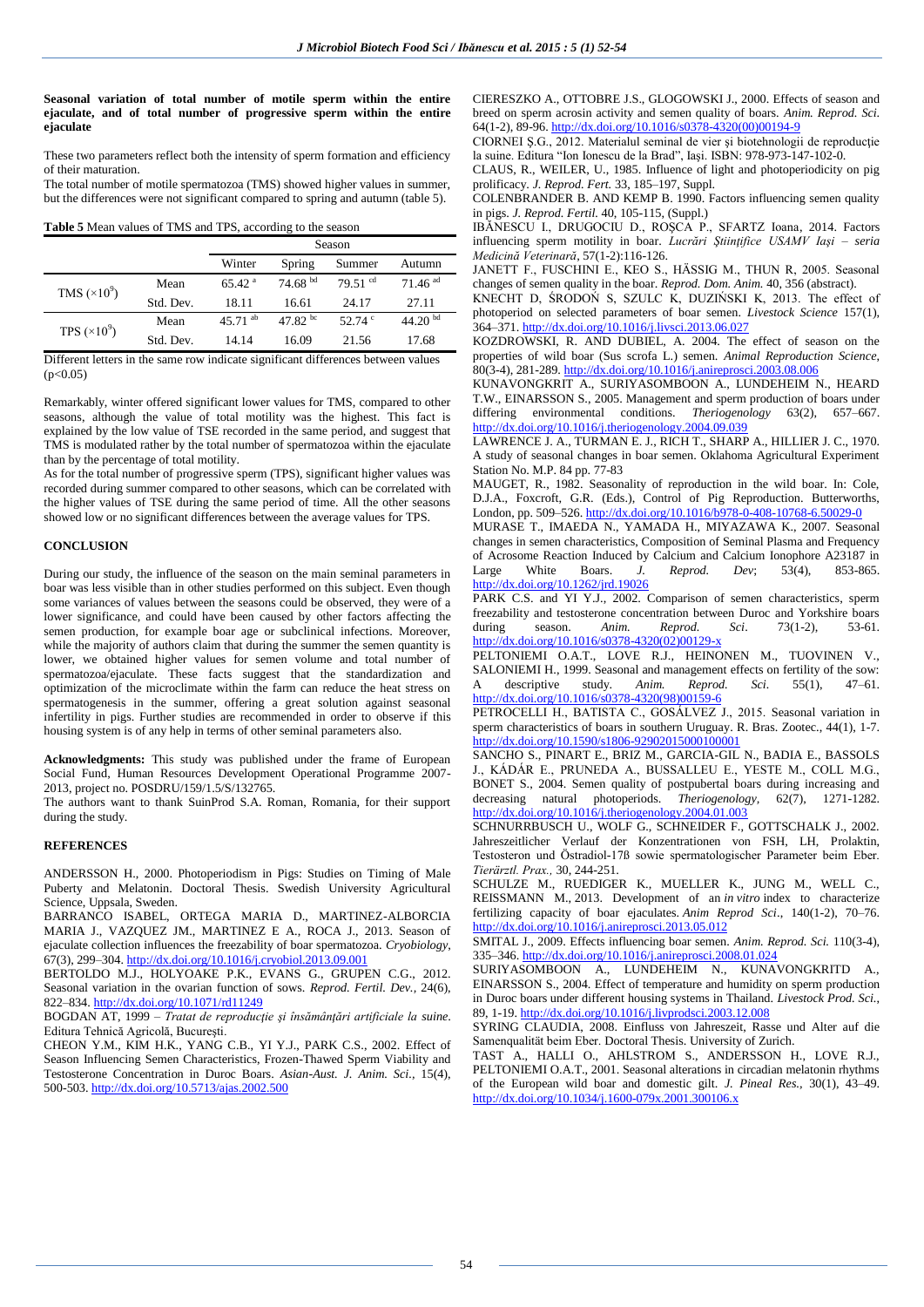**Seasonal variation of total number of motile sperm within the entire ejaculate, and of total number of progressive sperm within the entire ejaculate**

These two parameters reflect both the intensity of sperm formation and efficiency of their maturation.

The total number of motile spermatozoa (TMS) showed higher values in summer, but the differences were not significant compared to spring and autumn (table 5).

**Table 5** Mean values of TMS and TPS, according to the season

| | | Season | | | |
|---|---|---|---|---|---|
| | | Winter | Spring | Summer | Autumn |
| TMS ($\times 10^9$) | Mean | 65.42 $^{a}$ | 74.68 $^{bd}$ | 79.51 $^{cd}$ | 71.46 $^{ad}$ |
| | Std. Dev. | 18.11 | 16.61 | 24.17 | 27.11 |
| TPS ($\times 10^9$) | Mean | 45.71 $^{ab}$ | 47.82 $^{bc}$ | 52.74 $^{c}$ | 44.20 $^{bd}$ |
| | Std. Dev. | 14.14 | 16.09 | 21.56 | 17.68 |

Different letters in the same row indicate significant differences between values ($p<0.05$)

Remarkably, winter offered significant lower values for TMS, compared to other seasons, although the value of total motility was the highest. This fact is explained by the low value of TSE recorded in the same period, and suggest that TMS is modulated rather by the total number of spermatozoa within the ejaculate than by the percentage of total motility.

As for the total number of progressive sperm (TPS), significant higher values was recorded during summer compared to other seasons, which can be correlated with the higher values of TSE during the same period of time. All the other seasons showed low or no significant differences between the average values for TPS.

## CONCLUSION

During our study, the influence of the season on the main seminal parameters in boar was less visible than in other studies performed on this subject. Even though some variances of values between the seasons could be observed, they were of a lower significance, and could have been caused by other factors affecting the semen production, for example boar age or subclinical infections. Moreover, while the majority of authors claim that during the summer the semen quantity is lower, we obtained higher values for semen volume and total number of spermatozoa/ejaculate. These facts suggest that the standardization and optimization of the microclimate within the farm can reduce the heat stress on spermatogenesis in the summer, offering a great solution against seasonal infertility in pigs. Further studies are recommended in order to observe if this housing system is of any help in terms of other seminal parameters also.

**Acknowledgments:** This study was published under the frame of European Social Fund, Human Resources Development Operational Programme 2007-2013, project no. POSDRU/159/1.5/S/132765.

The authors want to thank SuinProd S.A. Roman, Romania, for their support during the study.

## REFERENCES

ANDERSSON H., 2000. Photoperiodism in Pigs: Studies on Timing of Male Puberty and Melatonin. Doctoral Thesis. Swedish University Agricultural Science, Uppsala, Sweden.

BARRANCO ISABEL, ORTEGA MARIA D., MARTINEZ-ALBORCIA MARIA J., VAZQUEZ JM., MARTINEZ E A., ROCA J., 2013. Season of ejaculate collection influences the freezability of boar spermatozoa. *Cryobiology*, 67(3), 299–304. http://dx.doi.org/10.1016/j.cryobiol.2013.09.001

BERTOLDO M.J., HOLYOAKE P.K., EVANS G., GRUPEN C.G., 2012. Seasonal variation in the ovarian function of sows. *Reprod. Fertil. Dev.*, 24(6), 822–834. http://dx.doi.org/10.1071/rd11249

BOGDAN AT, 1999 – *Tratat de reproducţie şi însămânţări artificiale la suine*. Editura Tehnică Agricolă, Bucureşti.

CHEON Y.M., KIM H.K., YANG C.B., YI Y.J., PARK C.S., 2002. Effect of Season Influencing Semen Characteristics, Frozen-Thawed Sperm Viability and Testosterone Concentration in Duroc Boars. *Asian-Aust. J. Anim. Sci.*, 15(4), 500-503. http://dx.doi.org/10.5713/ajas.2002.500

CIERESZKO A., OTTOBRE J.S., GLOGOWSKI J., 2000. Effects of season and breed on sperm acrosin activity and semen quality of boars. *Anim. Reprod. Sci.* 64(1-2), 89-96. http://dx.doi.org/10.1016/s0378-4320(00)00194-9

CIORNEI Ş.G., 2012. Materialul seminal de vier şi biotehnologii de reproducţie la suine. Editura "Ion Ionescu de la Brad", Iaşi. ISBN: 978-973-147-102-0.

CLAUS, R., WEILER, U., 1985. Influence of light and photoperiodicity on pig prolificacy. *J. Reprod. Fert.* 33, 185–197, Suppl.

COLENBRANDER B. AND KEMP B. 1990. Factors influencing semen quality in pigs. *J. Reprod. Fertil.* 40, 105-115, (Suppl.)

IBĂNESCU I., DRUGOCIU D., ROŞCA P., SFARTZ Ioana, 2014. Factors influencing sperm motility in boar. *Lucrări Ştiinţifice USAMV Iaşi – seria Medicină Veterinară*, 57(1-2):116-126.

JANETT F., FUSCHINI E., KEO S., HÄSSIG M., THUN R, 2005. Seasonal changes of semen quality in the boar. *Reprod. Dom. Anim.* 40, 356 (abstract).

KNECHT D, ŚRODOŃ S, SZULC K, DUZIŃSKI K, 2013. The effect of photoperiod on selected parameters of boar semen. *Livestock Science* 157(1), 364–371. http://dx.doi.org/10.1016/j.livsci.2013.06.027

KOZDROWSKI, R. AND DUBIEL, A. 2004. The effect of season on the properties of wild boar (Sus scrofa L.) semen. *Animal Reproduction Science*, 80(3-4), 281-289. http://dx.doi.org/10.1016/j.anireprosci.2003.08.006

KUNAVONGKRIT A., SURIYASOMBOON A., LUNDEHEIM N., HEARD T.W., EINARSSON S., 2005. Management and sperm production of boars under differing environmental conditions. *Theriogenology* 63(2), 657–667. http://dx.doi.org/10.1016/j.theriogenology.2004.09.039

LAWRENCE J. A., TURMAN E. J., RICH T., SHARP A., HILLIER J. C., 1970. A study of seasonal changes in boar semen. Oklahoma Agricultural Experiment Station No. M.P. 84 pp. 77-83

MAUGET, R., 1982. Seasonality of reproduction in the wild boar. In: Cole, D.J.A., Foxcroft, G.R. (Eds.), Control of Pig Reproduction. Butterworths, London, pp. 509–526. http://dx.doi.org/10.1016/b978-0-408-10768-6.50029-0

MURASE T., IMAEDA N., YAMADA H., MIYAZAWA K., 2007. Seasonal changes in semen characteristics, Composition of Seminal Plasma and Frequency of Acrosome Reaction Induced by Calcium and Calcium Ionophore A23187 in Large White Boars. *J. Reprod. Dev*; 53(4), 853-865. http://dx.doi.org/10.1262/jrd.19026

PARK C.S. and YI Y.J., 2002. Comparison of semen characteristics, sperm freezability and testosterone concentration between Duroc and Yorkshire boars during season. *Anim. Reprod. Sci*. 73(1-2), 53-61. http://dx.doi.org/10.1016/s0378-4320(02)00129-x

PELTONIEMI O.A.T., LOVE R.J., HEINONEN M., TUOVINEN V., SALONIEMI H., 1999. Seasonal and management effects on fertility of the sow: A descriptive study. *Anim. Reprod. Sci.* 55(1), 47–61. http://dx.doi.org/10.1016/s0378-4320(98)00159-6

PETROCELLI H., BATISTA C., GOSÁLVEZ J., 2015. Seasonal variation in sperm characteristics of boars in southern Uruguay. R. Bras. Zootec., 44(1), 1-7. http://dx.doi.org/10.1590/s1806-92902015000100001

SANCHO S., PINART E., BRIZ M., GARCIA-GIL N., BADIA E., BASSOLS J., KÁDÁR E., PRUNEDA A., BUSSALLEU E., YESTE M., COLL M.G., BONET S., 2004. Semen quality of postpubertal boars during increasing and decreasing natural photoperiods. *Theriogenology,* 62(7), 1271-1282. http://dx.doi.org/10.1016/j.theriogenology.2004.01.003

SCHNURRBUSCH U., WOLF G., SCHNEIDER F., GOTTSCHALK J., 2002. Jahreszeitlicher Verlauf der Konzentrationen von FSH, LH, Prolaktin, Testosteron und Östradiol-17ß sowie spermatologischer Parameter beim Eber. *Tierärztl. Prax.,* 30, 244-251.

SCHULZE M., RUEDIGER K., MUELLER K., JUNG M., WELL C., REISSMANN M., 2013. Development of an *in vitro* index to characterize fertilizing capacity of boar ejaculates. *Anim Reprod Sci*., 140(1-2), 70–76. http://dx.doi.org/10.1016/j.anireprosci.2013.05.012

SMITAL J., 2009. Effects influencing boar semen. *Anim. Reprod. Sci.* 110(3-4), 335–346. http://dx.doi.org/10.1016/j.anireprosci.2008.01.024

SURIYASOMBOON A., LUNDEHEIM N., KUNAVONGKRITD A., EINARSSON S., 2004. Effect of temperature and humidity on sperm production in Duroc boars under different housing systems in Thailand. *Livestock Prod. Sci.*, 89, 1-19. http://dx.doi.org/10.1016/j.livprodsci.2003.12.008

SYRING CLAUDIA, 2008. Einfluss von Jahreszeit, Rasse und Alter auf die Samenqualität beim Eber. Doctoral Thesis. University of Zurich.

TAST A., HALLI O., AHLSTROM S., ANDERSSON H., LOVE R.J., PELTONIEMI O.A.T., 2001. Seasonal alterations in circadian melatonin rhythms of the European wild boar and domestic gilt. *J. Pineal Res.,* 30(1), 43–49. http://dx.doi.org/10.1034/j.1600-079x.2001.300106.x